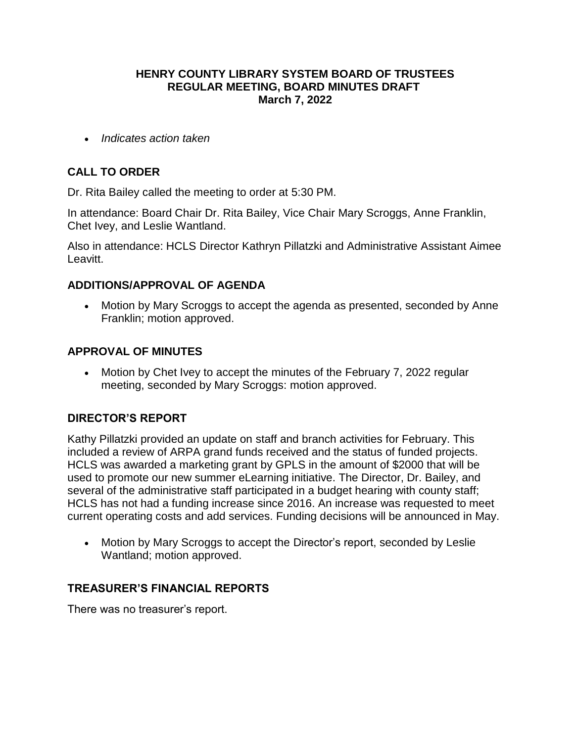# HENRY COUNTY LIBRARY SYSTEM BOARD OF TRUSTEES
# REGULAR MEETING, BOARD MINUTES DRAFT
# March 7, 2022

- *Indicates action taken*

## CALL TO ORDER

Dr. Rita Bailey called the meeting to order at 5:30 PM.

In attendance: Board Chair Dr. Rita Bailey, Vice Chair Mary Scroggs, Anne Franklin, Chet Ivey, and Leslie Wantland.

Also in attendance: HCLS Director Kathryn Pillatzki and Administrative Assistant Aimee Leavitt.

## ADDITIONS/APPROVAL OF AGENDA

- Motion by Mary Scroggs to accept the agenda as presented, seconded by Anne Franklin; motion approved.

## APPROVAL OF MINUTES

- Motion by Chet Ivey to accept the minutes of the February 7, 2022 regular meeting, seconded by Mary Scroggs: motion approved.

## DIRECTOR'S REPORT

Kathy Pillatzki provided an update on staff and branch activities for February. This included a review of ARPA grand funds received and the status of funded projects. HCLS was awarded a marketing grant by GPLS in the amount of $2000 that will be used to promote our new summer eLearning initiative. The Director, Dr. Bailey, and several of the administrative staff participated in a budget hearing with county staff; HCLS has not had a funding increase since 2016. An increase was requested to meet current operating costs and add services. Funding decisions will be announced in May.

- Motion by Mary Scroggs to accept the Director's report, seconded by Leslie Wantland; motion approved.

## TREASURER'S FINANCIAL REPORTS

There was no treasurer's report.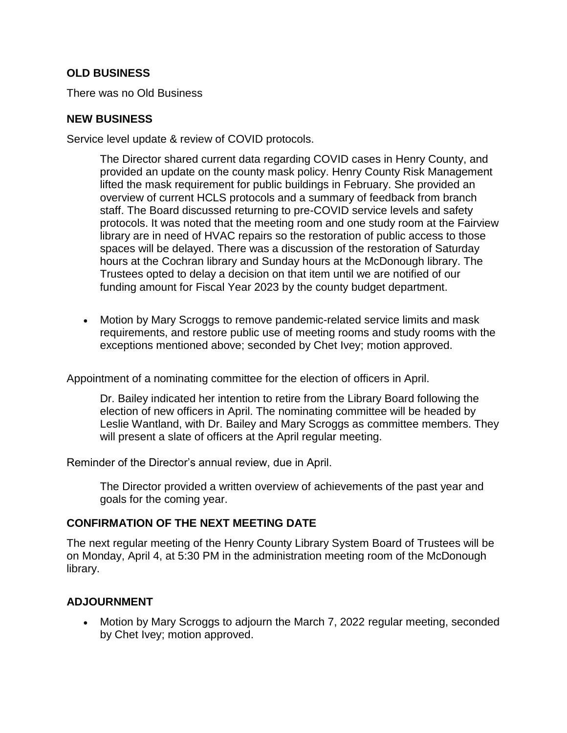## OLD BUSINESS

There was no Old Business

## NEW BUSINESS

Service level update & review of COVID protocols.

The Director shared current data regarding COVID cases in Henry County, and provided an update on the county mask policy. Henry County Risk Management lifted the mask requirement for public buildings in February. She provided an overview of current HCLS protocols and a summary of feedback from branch staff. The Board discussed returning to pre-COVID service levels and safety protocols. It was noted that the meeting room and one study room at the Fairview library are in need of HVAC repairs so the restoration of public access to those spaces will be delayed. There was a discussion of the restoration of Saturday hours at the Cochran library and Sunday hours at the McDonough library. The Trustees opted to delay a decision on that item until we are notified of our funding amount for Fiscal Year 2023 by the county budget department.

- Motion by Mary Scroggs to remove pandemic-related service limits and mask requirements, and restore public use of meeting rooms and study rooms with the exceptions mentioned above; seconded by Chet Ivey; motion approved.

Appointment of a nominating committee for the election of officers in April.

Dr. Bailey indicated her intention to retire from the Library Board following the election of new officers in April. The nominating committee will be headed by Leslie Wantland, with Dr. Bailey and Mary Scroggs as committee members. They will present a slate of officers at the April regular meeting.

Reminder of the Director's annual review, due in April.

The Director provided a written overview of achievements of the past year and goals for the coming year.

## CONFIRMATION OF THE NEXT MEETING DATE

The next regular meeting of the Henry County Library System Board of Trustees will be on Monday, April 4, at 5:30 PM in the administration meeting room of the McDonough library.

## ADJOURNMENT

- Motion by Mary Scroggs to adjourn the March 7, 2022 regular meeting, seconded by Chet Ivey; motion approved.